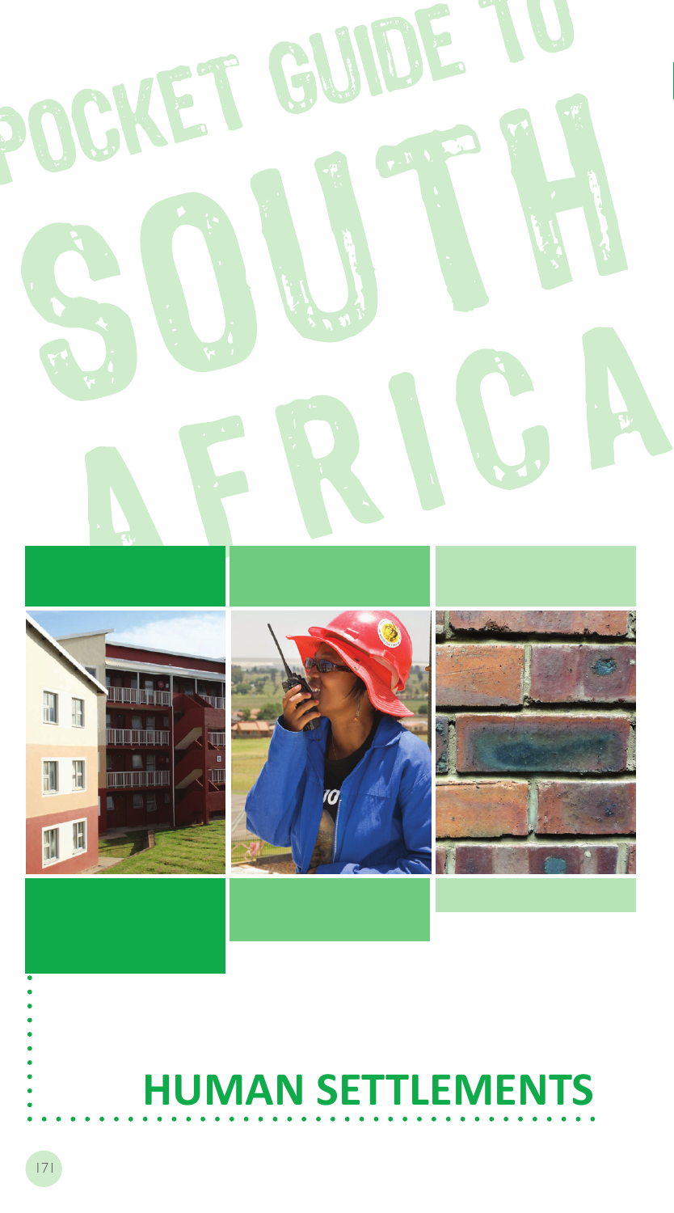POCKET GUIDE TO SOUTH AFRICA

# HUMAN SETTLEMENTS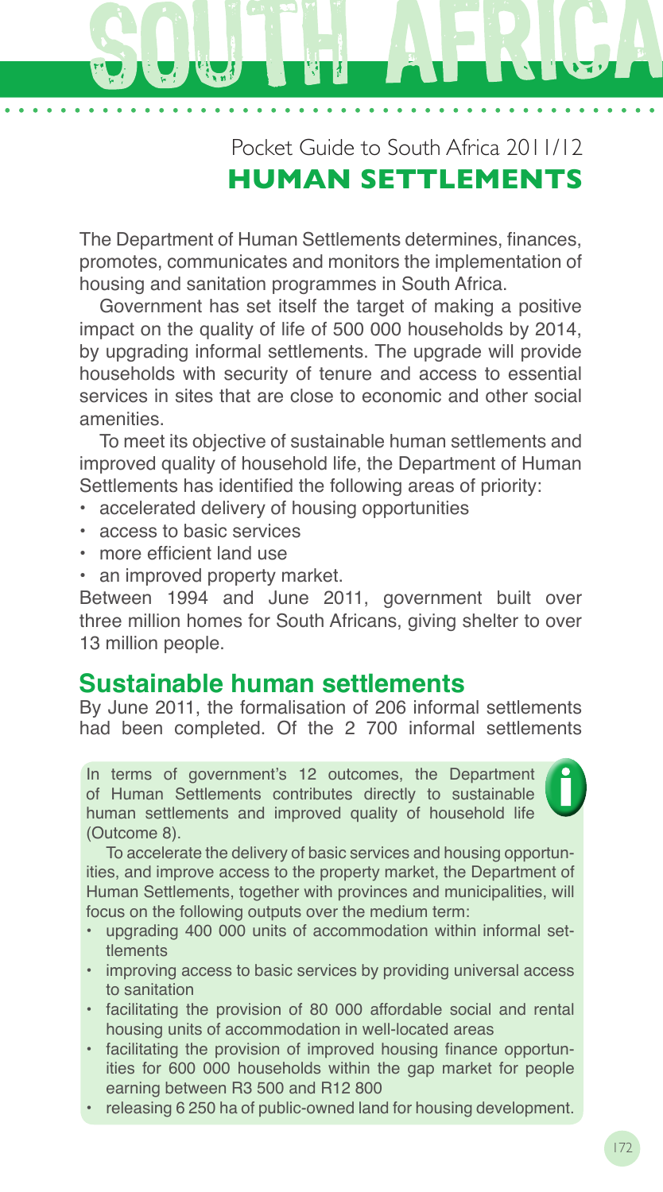# Pocket Guide to South Africa 2011/12

## HUMAN SETTLEMENTS

The Department of Human Settlements determines, finances, promotes, communicates and monitors the implementation of housing and sanitation programmes in South Africa.

Government has set itself the target of making a positive impact on the quality of life of 500 000 households by 2014, by upgrading informal settlements. The upgrade will provide households with security of tenure and access to essential services in sites that are close to economic and other social amenities.

To meet its objective of sustainable human settlements and improved quality of household life, the Department of Human Settlements has identified the following areas of priority:

- accelerated delivery of housing opportunities
- access to basic services
- more efficient land use
- an improved property market.

Between 1994 and June 2011, government built over three million homes for South Africans, giving shelter to over 13 million people.

### Sustainable human settlements

By June 2011, the formalisation of 206 informal settlements had been completed. Of the 2 700 informal settlements

> In terms of government's 12 outcomes, the Department of Human Settlements contributes directly to sustainable human settlements and improved quality of household life (Outcome 8).
>
> To accelerate the delivery of basic services and housing opportunities, and improve access to the property market, the Department of Human Settlements, together with provinces and municipalities, will focus on the following outputs over the medium term:
>
> - upgrading 400 000 units of accommodation within informal settlements
> - improving access to basic services by providing universal access to sanitation
> - facilitating the provision of 80 000 affordable social and rental housing units of accommodation in well-located areas
> - facilitating the provision of improved housing finance opportunities for 600 000 households within the gap market for people earning between R3 500 and R12 800
> - releasing 6 250 ha of public-owned land for housing development.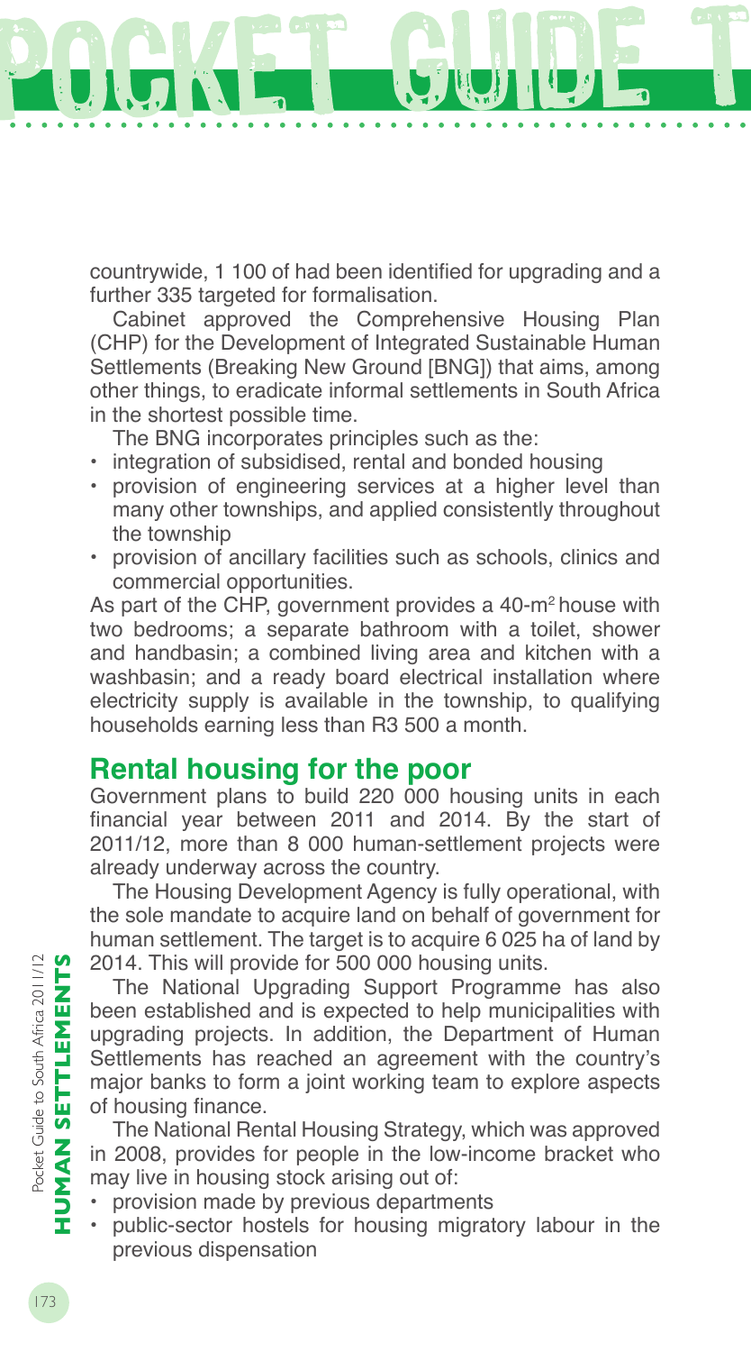countrywide, 1 100 of had been identified for upgrading and a further 335 targeted for formalisation.

Cabinet approved the Comprehensive Housing Plan (CHP) for the Development of Integrated Sustainable Human Settlements (Breaking New Ground [BNG]) that aims, among other things, to eradicate informal settlements in South Africa in the shortest possible time.

The BNG incorporates principles such as the:

- integration of subsidised, rental and bonded housing
- provision of engineering services at a higher level than many other townships, and applied consistently throughout the township
- provision of ancillary facilities such as schools, clinics and commercial opportunities.

As part of the CHP, government provides a 40-$m^2$ house with two bedrooms; a separate bathroom with a toilet, shower and handbasin; a combined living area and kitchen with a washbasin; and a ready board electrical installation where electricity supply is available in the township, to qualifying households earning less than R3 500 a month.

## Rental housing for the poor

Government plans to build 220 000 housing units in each financial year between 2011 and 2014. By the start of 2011/12, more than 8 000 human-settlement projects were already underway across the country.

The Housing Development Agency is fully operational, with the sole mandate to acquire land on behalf of government for human settlement. The target is to acquire 6 025 ha of land by 2014. This will provide for 500 000 housing units.

The National Upgrading Support Programme has also been established and is expected to help municipalities with upgrading projects. In addition, the Department of Human Settlements has reached an agreement with the country's major banks to form a joint working team to explore aspects of housing finance.

The National Rental Housing Strategy, which was approved in 2008, provides for people in the low-income bracket who may live in housing stock arising out of:

- provision made by previous departments
- public-sector hostels for housing migratory labour in the previous dispensation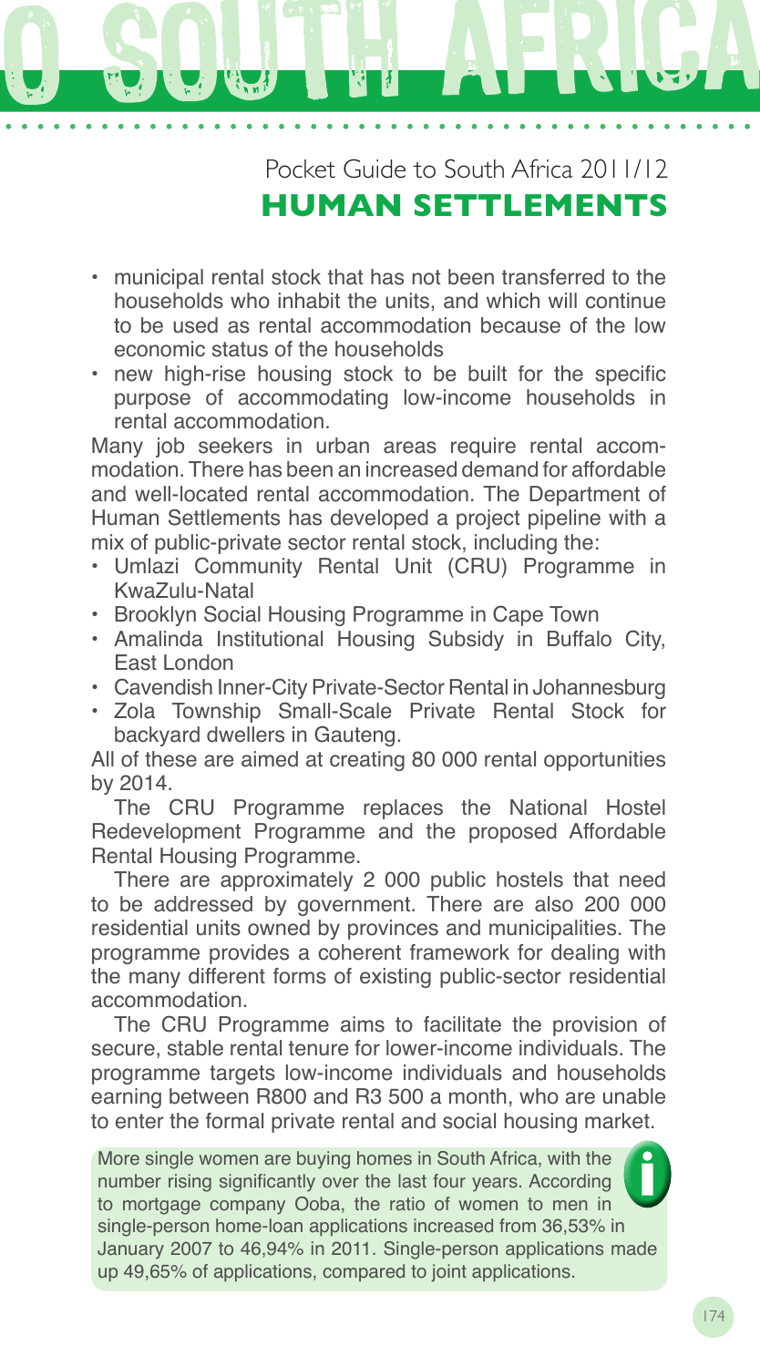- municipal rental stock that has not been transferred to the households who inhabit the units, and which will continue to be used as rental accommodation because of the low economic status of the households
- new high-rise housing stock to be built for the specific purpose of accommodating low-income households in rental accommodation.

Many job seekers in urban areas require rental accommodation. There has been an increased demand for affordable and well-located rental accommodation. The Department of Human Settlements has developed a project pipeline with a mix of public-private sector rental stock, including the:

- Umlazi Community Rental Unit (CRU) Programme in KwaZulu-Natal
- Brooklyn Social Housing Programme in Cape Town
- Amalinda Institutional Housing Subsidy in Buffalo City, East London
- Cavendish Inner-City Private-Sector Rental in Johannesburg
- Zola Township Small-Scale Private Rental Stock for backyard dwellers in Gauteng.

All of these are aimed at creating 80 000 rental opportunities by 2014.

The CRU Programme replaces the National Hostel Redevelopment Programme and the proposed Affordable Rental Housing Programme.

There are approximately 2 000 public hostels that need to be addressed by government. There are also 200 000 residential units owned by provinces and municipalities. The programme provides a coherent framework for dealing with the many different forms of existing public-sector residential accommodation.

The CRU Programme aims to facilitate the provision of secure, stable rental tenure for lower-income individuals. The programme targets low-income individuals and households earning between R800 and R3 500 a month, who are unable to enter the formal private rental and social housing market.

> More single women are buying homes in South Africa, with the number rising significantly over the last four years. According to mortgage company Ooba, the ratio of women to men in single-person home-loan applications increased from 36,53% in January 2007 to 46,94% in 2011. Single-person applications made up 49,65% of applications, compared to joint applications.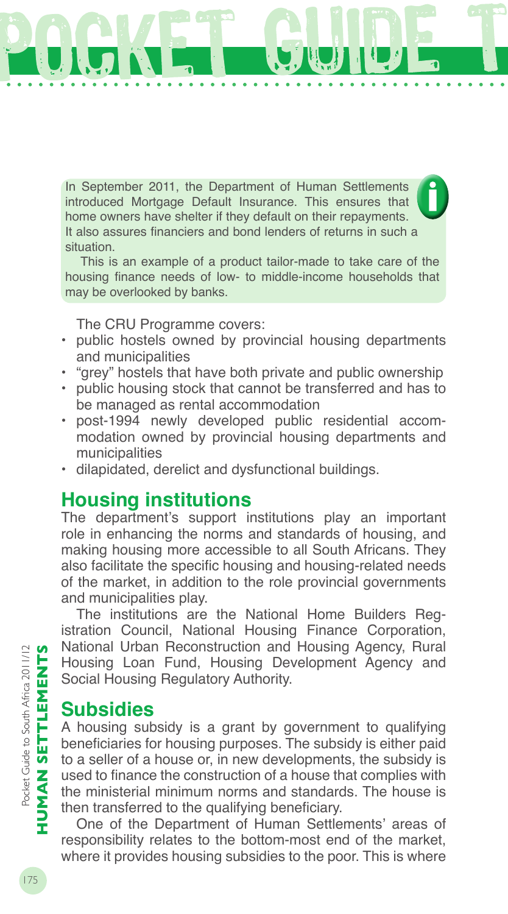In September 2011, the Department of Human Settlements introduced Mortgage Default Insurance. This ensures that home owners have shelter if they default on their repayments. It also assures financiers and bond lenders of returns in such a situation.

This is an example of a product tailor-made to take care of the housing finance needs of low- to middle-income households that may be overlooked by banks.

The CRU Programme covers:

- public hostels owned by provincial housing departments and municipalities
- "grey" hostels that have both private and public ownership
- public housing stock that cannot be transferred and has to be managed as rental accommodation
- post-1994 newly developed public residential accommodation owned by provincial housing departments and municipalities
- dilapidated, derelict and dysfunctional buildings.

## Housing institutions

The department's support institutions play an important role in enhancing the norms and standards of housing, and making housing more accessible to all South Africans. They also facilitate the specific housing and housing-related needs of the market, in addition to the role provincial governments and municipalities play.

The institutions are the National Home Builders Registration Council, National Housing Finance Corporation, National Urban Reconstruction and Housing Agency, Rural Housing Loan Fund, Housing Development Agency and Social Housing Regulatory Authority.

## Subsidies

A housing subsidy is a grant by government to qualifying beneficiaries for housing purposes. The subsidy is either paid to a seller of a house or, in new developments, the subsidy is used to finance the construction of a house that complies with the ministerial minimum norms and standards. The house is then transferred to the qualifying beneficiary.

One of the Department of Human Settlements' areas of responsibility relates to the bottom-most end of the market, where it provides housing subsidies to the poor. This is where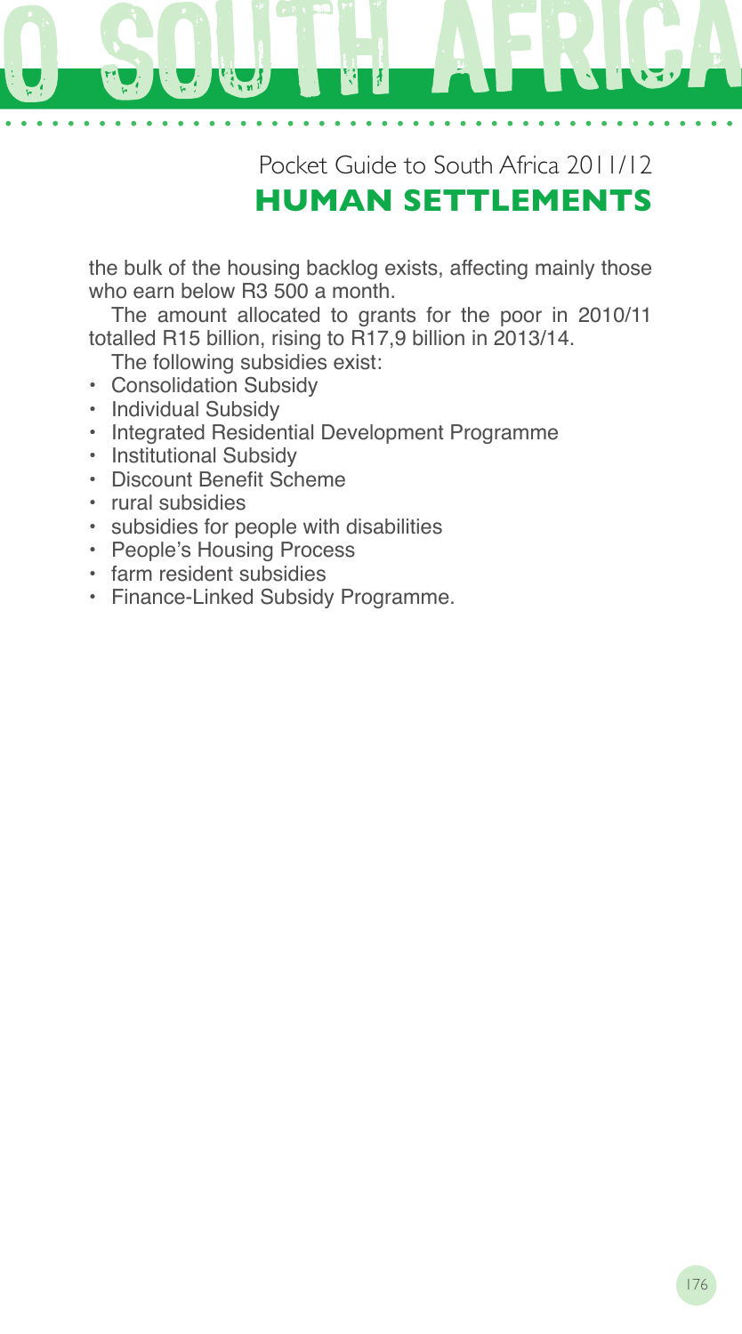the bulk of the housing backlog exists, affecting mainly those who earn below R3 500 a month.

The amount allocated to grants for the poor in 2010/11 totalled R15 billion, rising to R17,9 billion in 2013/14.

The following subsidies exist:

- Consolidation Subsidy
- Individual Subsidy
- Integrated Residential Development Programme
- Institutional Subsidy
- Discount Benefit Scheme
- rural subsidies
- subsidies for people with disabilities
- People's Housing Process
- farm resident subsidies
- Finance-Linked Subsidy Programme.